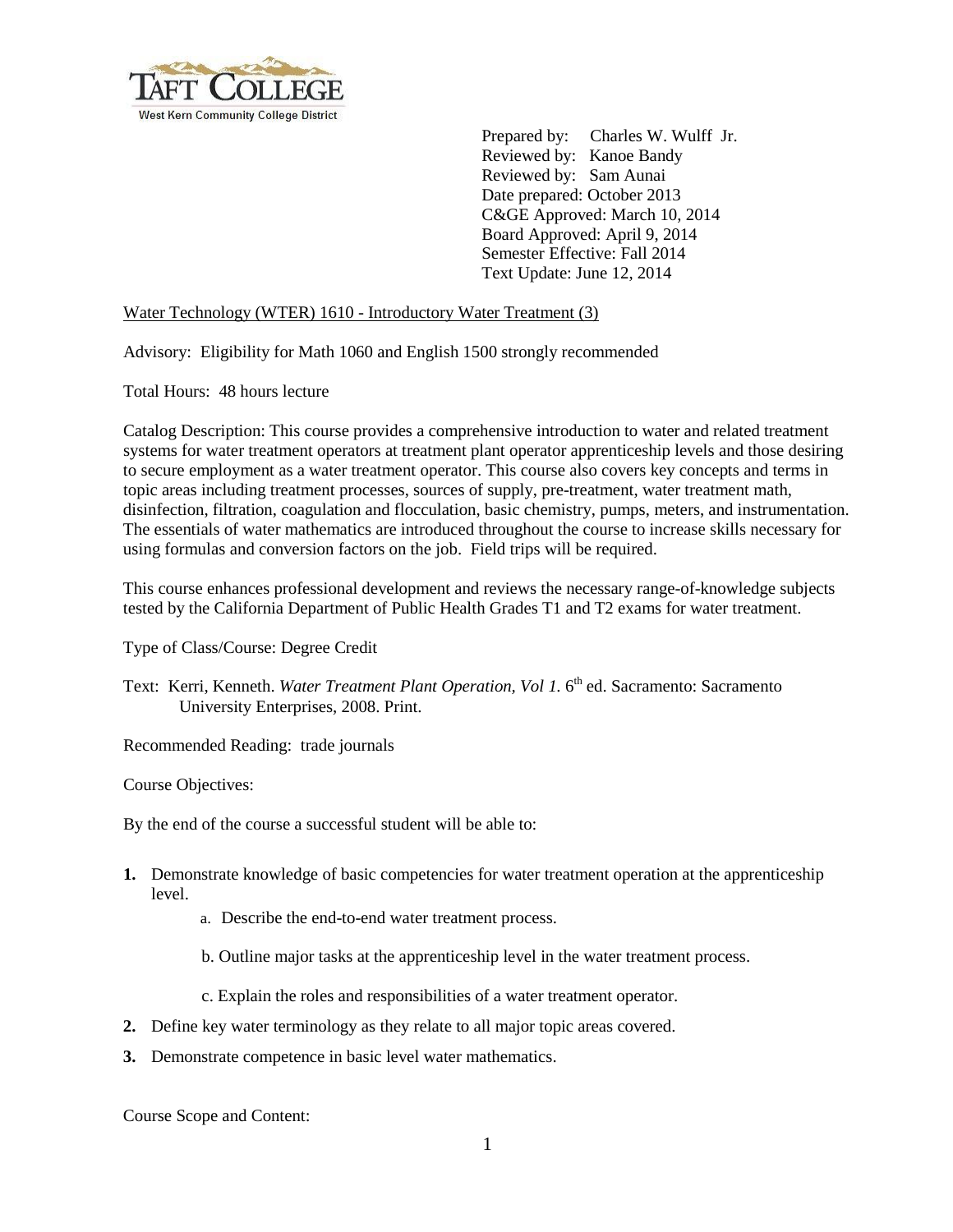Taft College
West Kern Community College District

Prepared by: Charles W. Wulff Jr.
Reviewed by: Kanoe Bandy
Reviewed by: Sam Aunai
Date prepared: October 2013
C&GE Approved: March 10, 2014
Board Approved: April 9, 2014
Semester Effective: Fall 2014
Text Update: June 12, 2014

Water Technology (WTER) 1610 - Introductory Water Treatment (3)

Advisory: Eligibility for Math 1060 and English 1500 strongly recommended

Total Hours: 48 hours lecture

Catalog Description: This course provides a comprehensive introduction to water and related treatment systems for water treatment operators at treatment plant operator apprenticeship levels and those desiring to secure employment as a water treatment operator. This course also covers key concepts and terms in topic areas including treatment processes, sources of supply, pre-treatment, water treatment math, disinfection, filtration, coagulation and flocculation, basic chemistry, pumps, meters, and instrumentation. The essentials of water mathematics are introduced throughout the course to increase skills necessary for using formulas and conversion factors on the job. Field trips will be required.

This course enhances professional development and reviews the necessary range-of-knowledge subjects tested by the California Department of Public Health Grades T1 and T2 exams for water treatment.

Type of Class/Course: Degree Credit

Text: Kerri, Kenneth. *Water Treatment Plant Operation, Vol 1.* 6th ed. Sacramento: Sacramento University Enterprises, 2008. Print.

Recommended Reading: trade journals

Course Objectives:

By the end of the course a successful student will be able to:

1. Demonstrate knowledge of basic competencies for water treatment operation at the apprenticeship level.
   a. Describe the end-to-end water treatment process.
   b. Outline major tasks at the apprenticeship level in the water treatment process.
   c. Explain the roles and responsibilities of a water treatment operator.
2. Define key water terminology as they relate to all major topic areas covered.
3. Demonstrate competence in basic level water mathematics.

Course Scope and Content: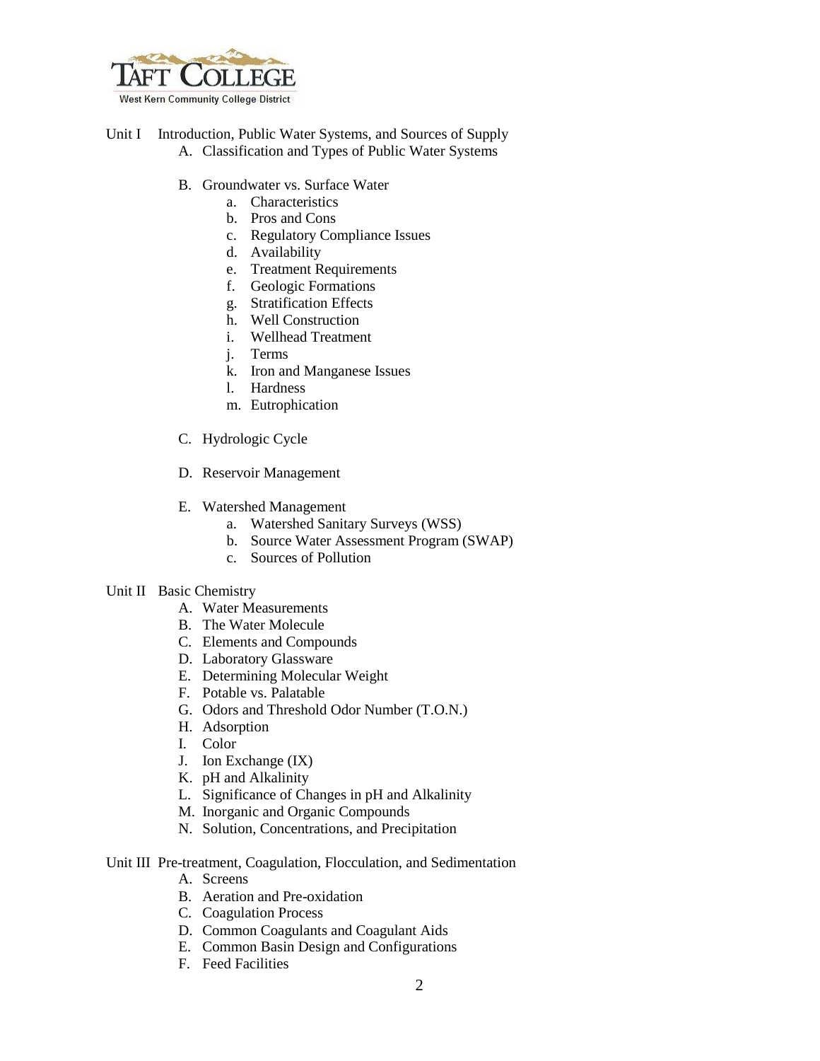Unit I Introduction, Public Water Systems, and Sources of Supply

A. Classification and Types of Public Water Systems

B. Groundwater vs. Surface Water
   a. Characteristics
   b. Pros and Cons
   c. Regulatory Compliance Issues
   d. Availability
   e. Treatment Requirements
   f. Geologic Formations
   g. Stratification Effects
   h. Well Construction
   i. Wellhead Treatment
   j. Terms
   k. Iron and Manganese Issues
   l. Hardness
   m. Eutrophication

C. Hydrologic Cycle

D. Reservoir Management

E. Watershed Management
   a. Watershed Sanitary Surveys (WSS)
   b. Source Water Assessment Program (SWAP)
   c. Sources of Pollution

Unit II Basic Chemistry

A. Water Measurements
B. The Water Molecule
C. Elements and Compounds
D. Laboratory Glassware
E. Determining Molecular Weight
F. Potable vs. Palatable
G. Odors and Threshold Odor Number (T.O.N.)
H. Adsorption
I. Color
J. Ion Exchange (IX)
K. pH and Alkalinity
L. Significance of Changes in pH and Alkalinity
M. Inorganic and Organic Compounds
N. Solution, Concentrations, and Precipitation

Unit III Pre-treatment, Coagulation, Flocculation, and Sedimentation

A. Screens
B. Aeration and Pre-oxidation
C. Coagulation Process
D. Common Coagulants and Coagulant Aids
E. Common Basin Design and Configurations
F. Feed Facilities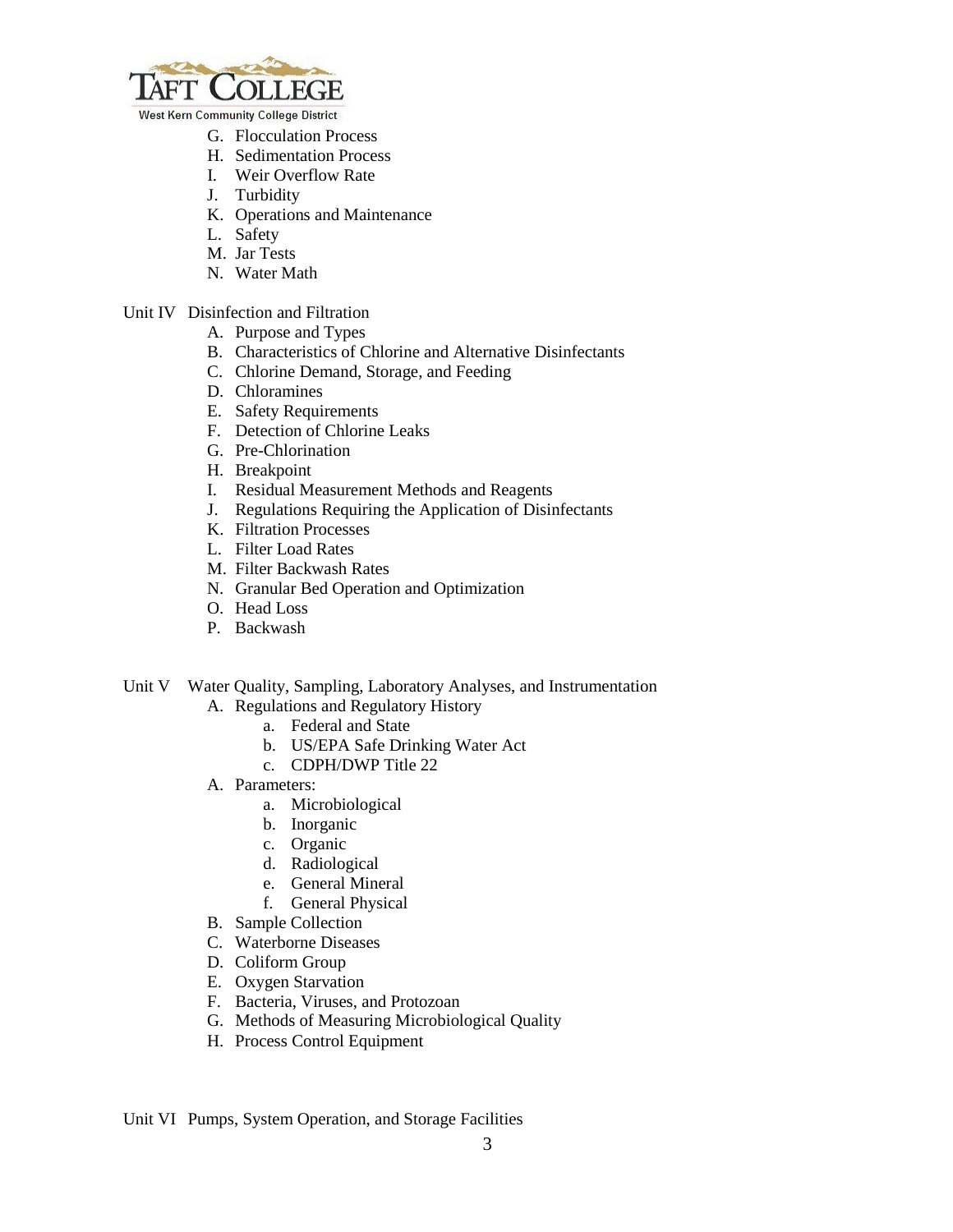G. Flocculation Process
H. Sedimentation Process
I. Weir Overflow Rate
J. Turbidity
K. Operations and Maintenance
L. Safety
M. Jar Tests
N. Water Math

Unit IV Disinfection and Filtration

A. Purpose and Types
B. Characteristics of Chlorine and Alternative Disinfectants
C. Chlorine Demand, Storage, and Feeding
D. Chloramines
E. Safety Requirements
F. Detection of Chlorine Leaks
G. Pre-Chlorination
H. Breakpoint
I. Residual Measurement Methods and Reagents
J. Regulations Requiring the Application of Disinfectants
K. Filtration Processes
L. Filter Load Rates
M. Filter Backwash Rates
N. Granular Bed Operation and Optimization
O. Head Loss
P. Backwash

Unit V Water Quality, Sampling, Laboratory Analyses, and Instrumentation

A. Regulations and Regulatory History
    a. Federal and State
    b. US/EPA Safe Drinking Water Act
    c. CDPH/DWP Title 22
A. Parameters:
    a. Microbiological
    b. Inorganic
    c. Organic
    d. Radiological
    e. General Mineral
    f. General Physical
B. Sample Collection
C. Waterborne Diseases
D. Coliform Group
E. Oxygen Starvation
F. Bacteria, Viruses, and Protozoan
G. Methods of Measuring Microbiological Quality
H. Process Control Equipment

Unit VI Pumps, System Operation, and Storage Facilities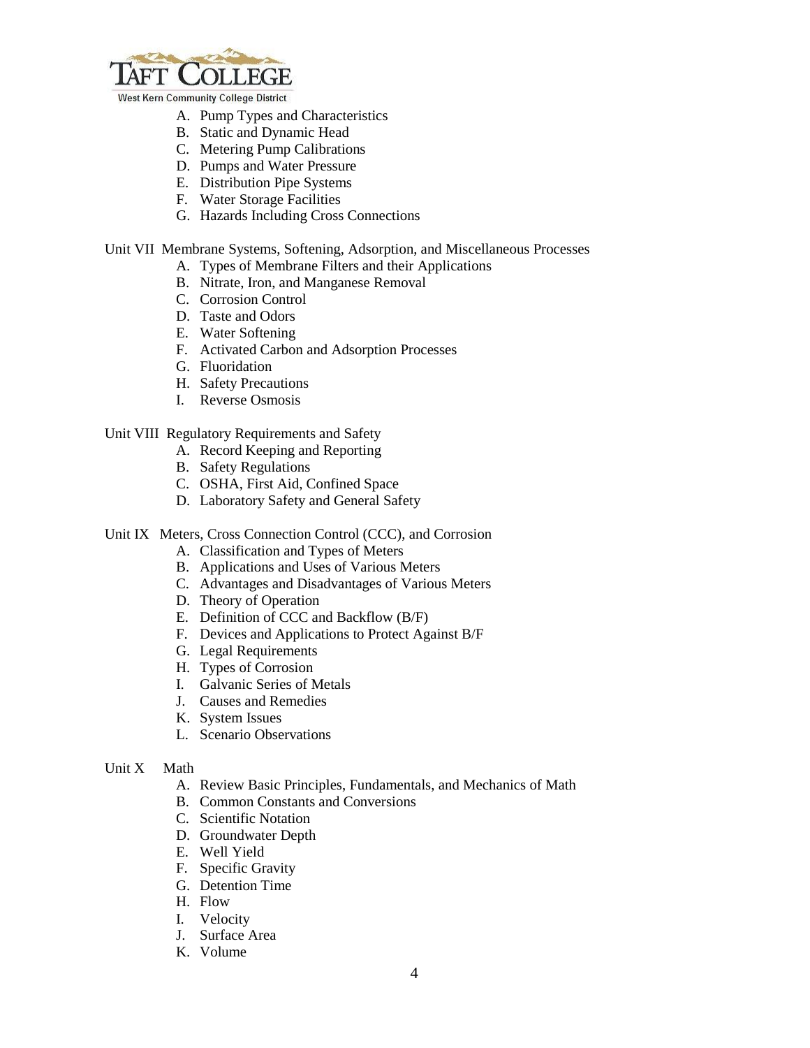A. Pump Types and Characteristics
B. Static and Dynamic Head
C. Metering Pump Calibrations
D. Pumps and Water Pressure
E. Distribution Pipe Systems
F. Water Storage Facilities
G. Hazards Including Cross Connections

Unit VII Membrane Systems, Softening, Adsorption, and Miscellaneous Processes

A. Types of Membrane Filters and their Applications
B. Nitrate, Iron, and Manganese Removal
C. Corrosion Control
D. Taste and Odors
E. Water Softening
F. Activated Carbon and Adsorption Processes
G. Fluoridation
H. Safety Precautions
I. Reverse Osmosis

Unit VIII Regulatory Requirements and Safety

A. Record Keeping and Reporting
B. Safety Regulations
C. OSHA, First Aid, Confined Space
D. Laboratory Safety and General Safety

Unit IX Meters, Cross Connection Control (CCC), and Corrosion

A. Classification and Types of Meters
B. Applications and Uses of Various Meters
C. Advantages and Disadvantages of Various Meters
D. Theory of Operation
E. Definition of CCC and Backflow (B/F)
F. Devices and Applications to Protect Against B/F
G. Legal Requirements
H. Types of Corrosion
I. Galvanic Series of Metals
J. Causes and Remedies
K. System Issues
L. Scenario Observations

Unit X Math

A. Review Basic Principles, Fundamentals, and Mechanics of Math
B. Common Constants and Conversions
C. Scientific Notation
D. Groundwater Depth
E. Well Yield
F. Specific Gravity
G. Detention Time
H. Flow
I. Velocity
J. Surface Area
K. Volume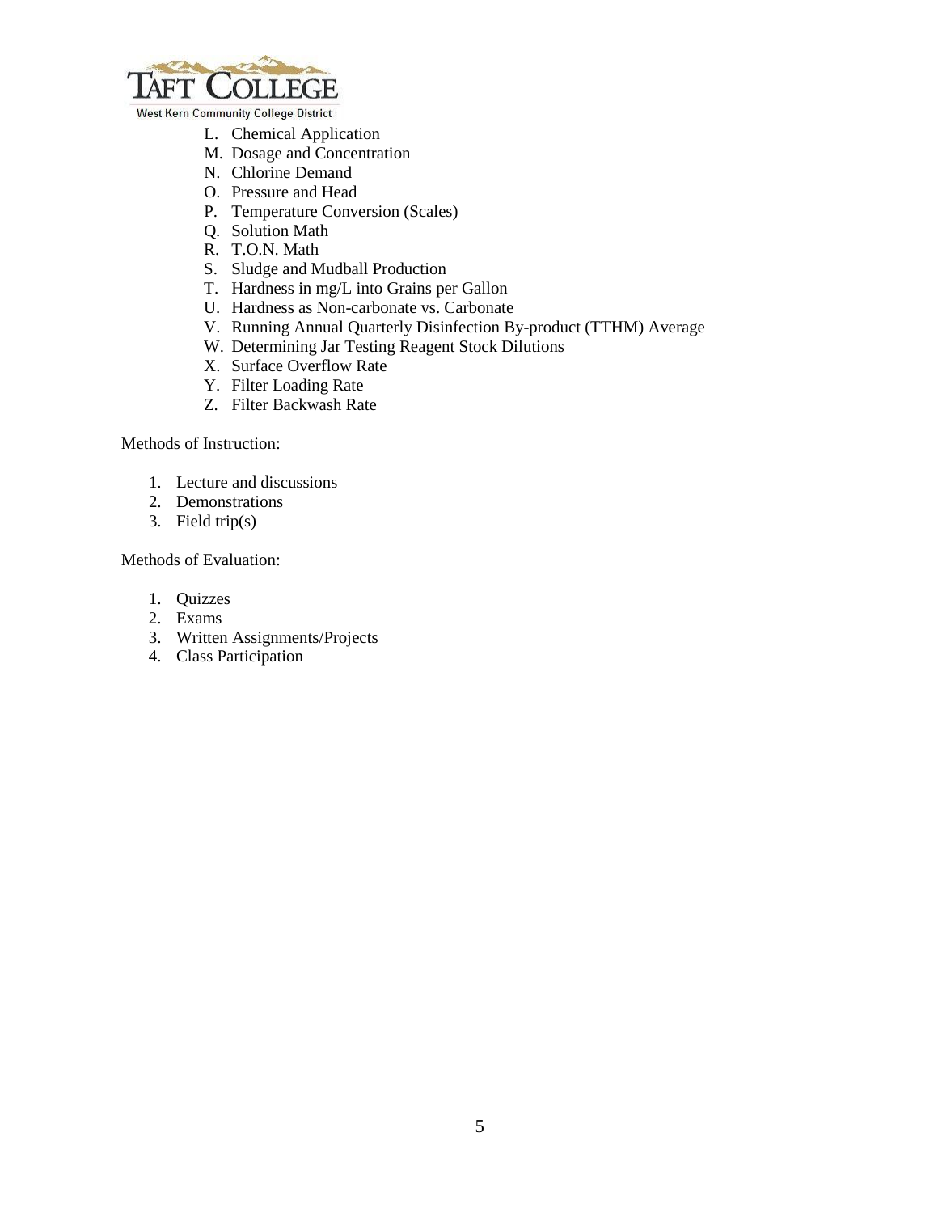L. Chemical Application
M. Dosage and Concentration
N. Chlorine Demand
O. Pressure and Head
P. Temperature Conversion (Scales)
Q. Solution Math
R. T.O.N. Math
S. Sludge and Mudball Production
T. Hardness in mg/L into Grains per Gallon
U. Hardness as Non-carbonate vs. Carbonate
V. Running Annual Quarterly Disinfection By-product (TTHM) Average
W. Determining Jar Testing Reagent Stock Dilutions
X. Surface Overflow Rate
Y. Filter Loading Rate
Z. Filter Backwash Rate

Methods of Instruction:

1. Lecture and discussions
2. Demonstrations
3. Field trip(s)

Methods of Evaluation:

1. Quizzes
2. Exams
3. Written Assignments/Projects
4. Class Participation